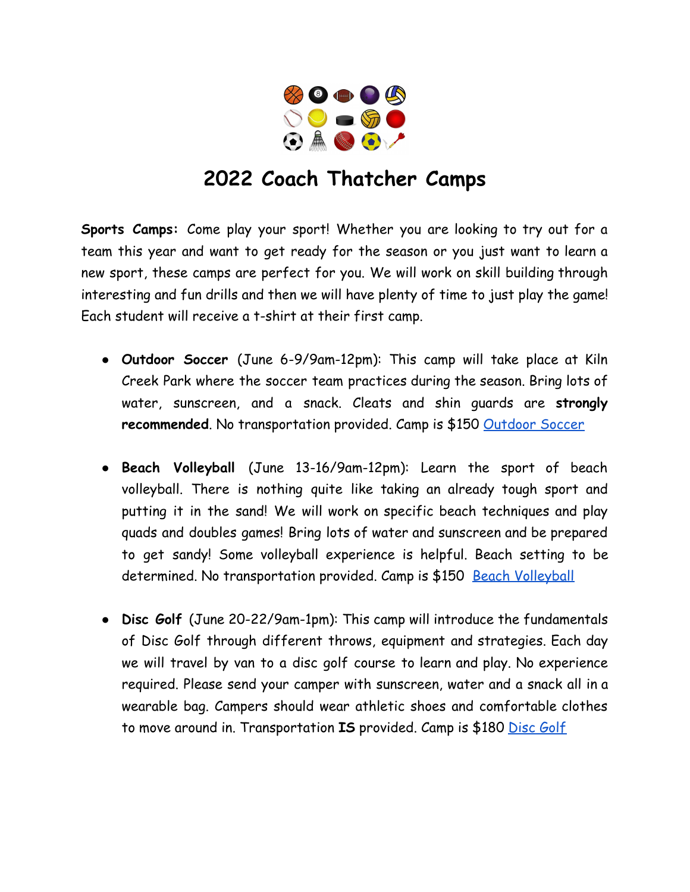# 2022 Coach Thatcher Camps

**Sports Camps:** Come play your sport! Whether you are looking to try out for a team this year and want to get ready for the season or you just want to learn a new sport, these camps are perfect for you. We will work on skill building through interesting and fun drills and then we will have plenty of time to just play the game! Each student will receive a t-shirt at their first camp.

- **Outdoor Soccer** (June 6-9/9am-12pm): This camp will take place at Kiln Creek Park where the soccer team practices during the season. Bring lots of water, sunscreen, and a snack. Cleats and shin guards are **strongly recommended**. No transportation provided. Camp is $150 Outdoor Soccer

- **Beach Volleyball** (June 13-16/9am-12pm): Learn the sport of beach volleyball. There is nothing quite like taking an already tough sport and putting it in the sand! We will work on specific beach techniques and play quads and doubles games! Bring lots of water and sunscreen and be prepared to get sandy! Some volleyball experience is helpful. Beach setting to be determined. No transportation provided. Camp is $150 Beach Volleyball

- **Disc Golf** (June 20-22/9am-1pm): This camp will introduce the fundamentals of Disc Golf through different throws, equipment and strategies. Each day we will travel by van to a disc golf course to learn and play. No experience required. Please send your camper with sunscreen, water and a snack all in a wearable bag. Campers should wear athletic shoes and comfortable clothes to move around in. Transportation **IS** provided. Camp is $180 Disc Golf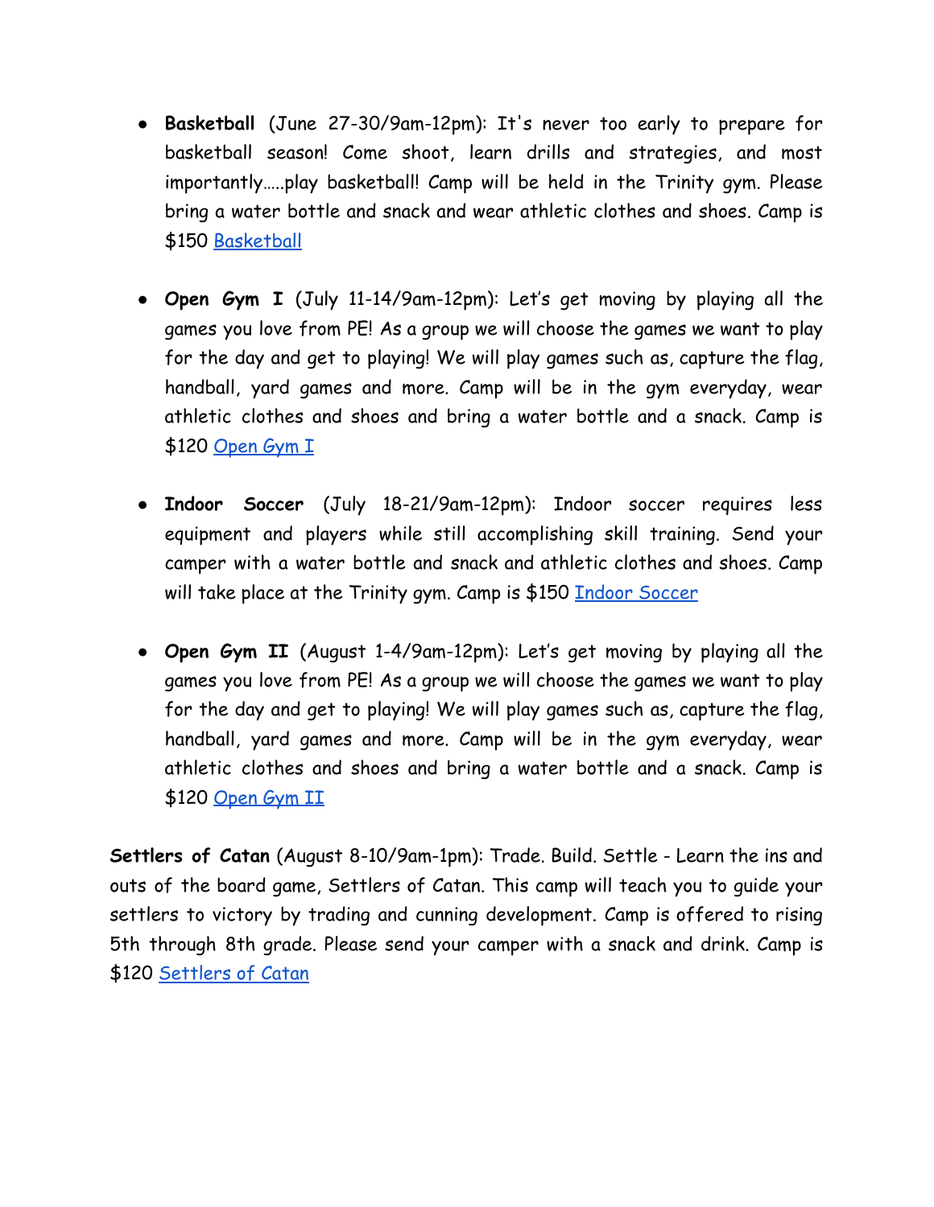- **Basketball** (June 27-30/9am-12pm): It's never too early to prepare for basketball season! Come shoot, learn drills and strategies, and most importantly.....play basketball! Camp will be held in the Trinity gym. Please bring a water bottle and snack and wear athletic clothes and shoes. Camp is $150 Basketball

- **Open Gym I** (July 11-14/9am-12pm): Let's get moving by playing all the games you love from PE! As a group we will choose the games we want to play for the day and get to playing! We will play games such as, capture the flag, handball, yard games and more. Camp will be in the gym everyday, wear athletic clothes and shoes and bring a water bottle and a snack. Camp is $120 Open Gym I

- **Indoor Soccer** (July 18-21/9am-12pm): Indoor soccer requires less equipment and players while still accomplishing skill training. Send your camper with a water bottle and snack and athletic clothes and shoes. Camp will take place at the Trinity gym. Camp is $150 Indoor Soccer

- **Open Gym II** (August 1-4/9am-12pm): Let's get moving by playing all the games you love from PE! As a group we will choose the games we want to play for the day and get to playing! We will play games such as, capture the flag, handball, yard games and more. Camp will be in the gym everyday, wear athletic clothes and shoes and bring a water bottle and a snack. Camp is $120 Open Gym II

**Settlers of Catan** (August 8-10/9am-1pm): Trade. Build. Settle - Learn the ins and outs of the board game, Settlers of Catan. This camp will teach you to guide your settlers to victory by trading and cunning development. Camp is offered to rising 5th through 8th grade. Please send your camper with a snack and drink. Camp is $120 Settlers of Catan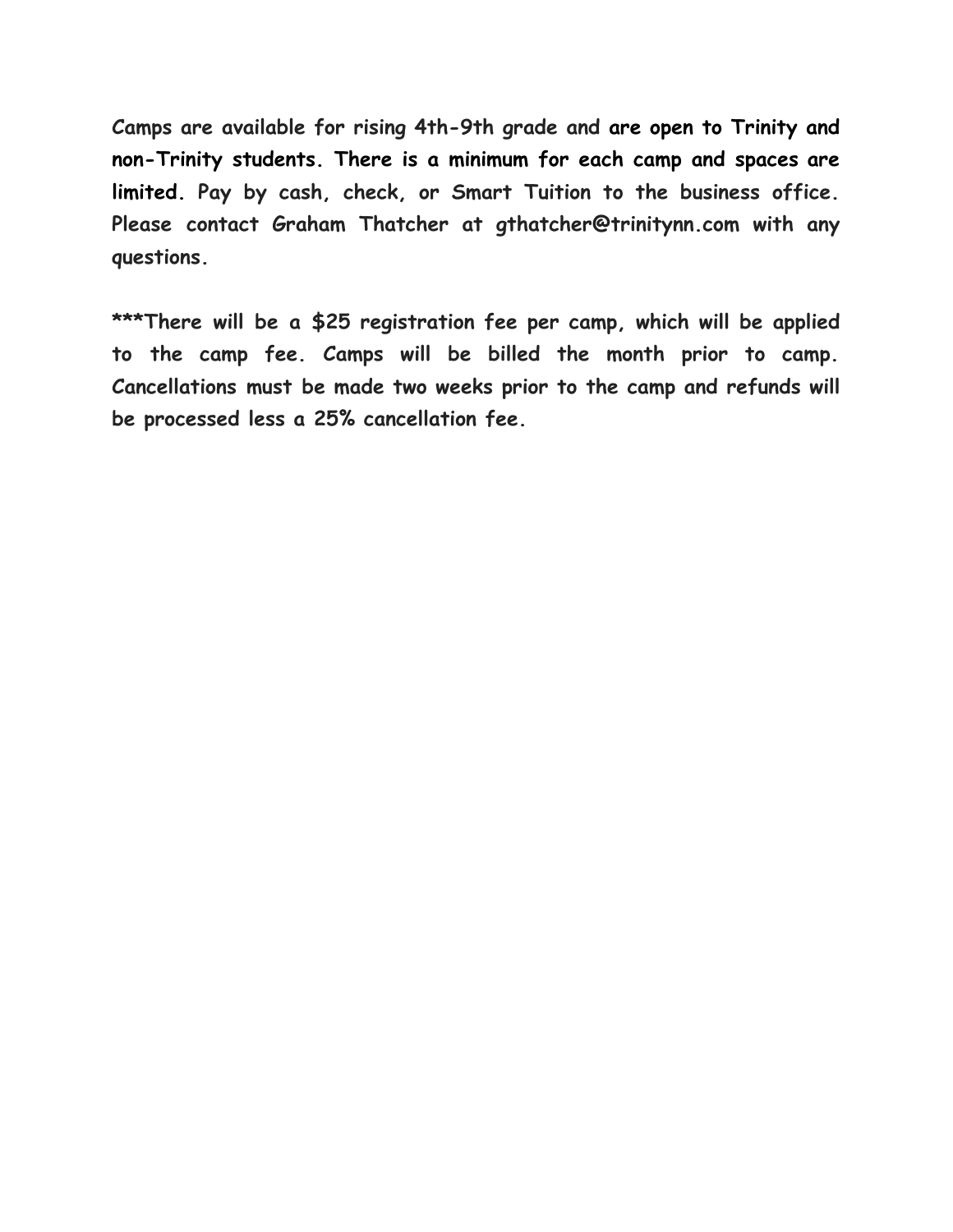**Camps are available for rising 4th-9th grade and are open to Trinity and non-Trinity students. There is a minimum for each camp and spaces are limited. Pay by cash, check, or Smart Tuition to the business office. Please contact Graham Thatcher at gthatcher@trinitynn.com with any questions.**

**\*\*\*There will be a $25 registration fee per camp, which will be applied to the camp fee. Camps will be billed the month prior to camp. Cancellations must be made two weeks prior to the camp and refunds will be processed less a 25% cancellation fee.**